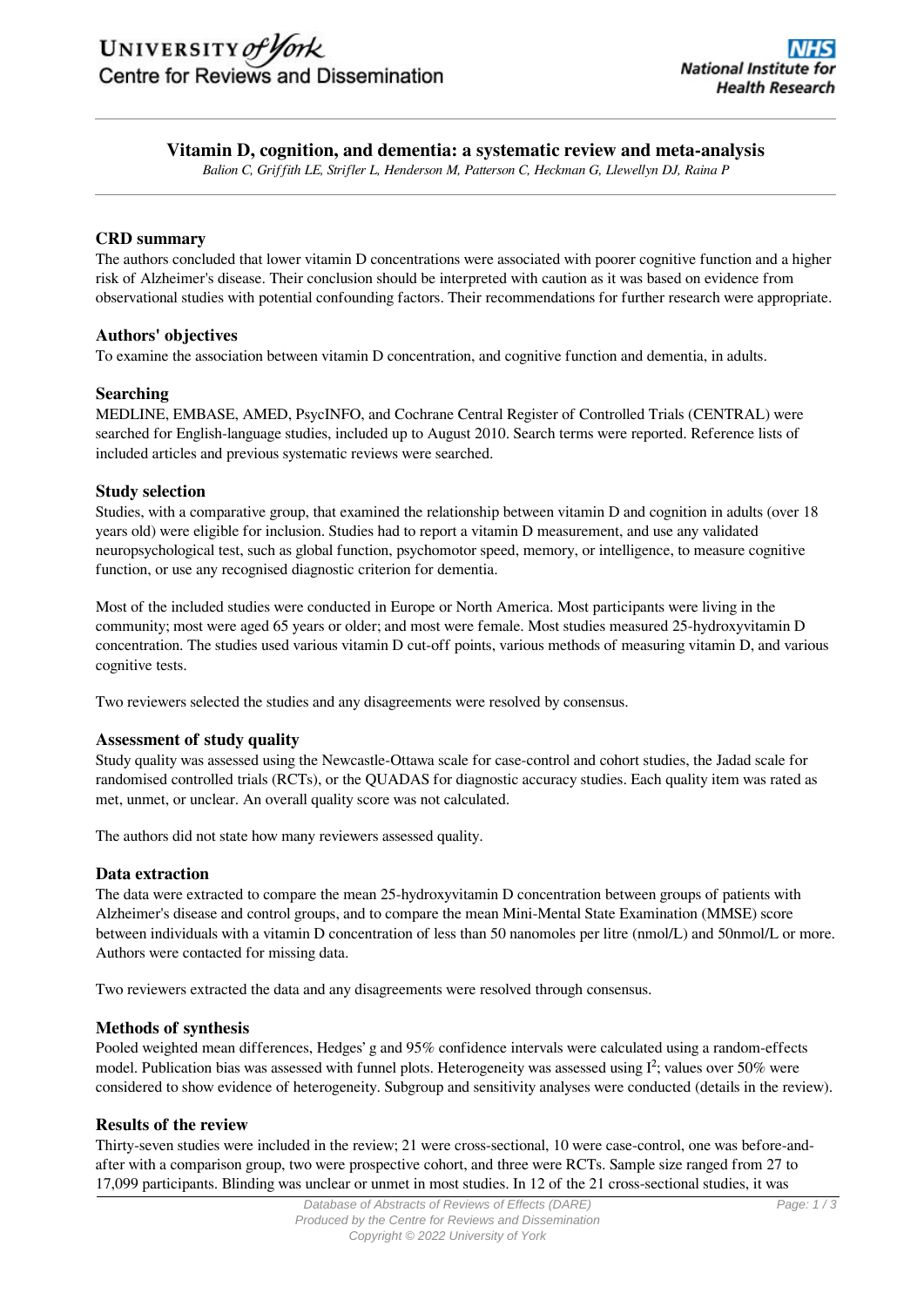# Vitamin D, cognition, and dementia: a systematic review and meta-analysis

*Balion C, Griffith LE, Strifler L, Henderson M, Patterson C, Heckman G, Llewellyn DJ, Raina P*

## CRD summary

The authors concluded that lower vitamin D concentrations were associated with poorer cognitive function and a higher risk of Alzheimer's disease. Their conclusion should be interpreted with caution as it was based on evidence from observational studies with potential confounding factors. Their recommendations for further research were appropriate.

## Authors' objectives

To examine the association between vitamin D concentration, and cognitive function and dementia, in adults.

## Searching

MEDLINE, EMBASE, AMED, PsycINFO, and Cochrane Central Register of Controlled Trials (CENTRAL) were searched for English-language studies, included up to August 2010. Search terms were reported. Reference lists of included articles and previous systematic reviews were searched.

## Study selection

Studies, with a comparative group, that examined the relationship between vitamin D and cognition in adults (over 18 years old) were eligible for inclusion. Studies had to report a vitamin D measurement, and use any validated neuropsychological test, such as global function, psychomotor speed, memory, or intelligence, to measure cognitive function, or use any recognised diagnostic criterion for dementia.

Most of the included studies were conducted in Europe or North America. Most participants were living in the community; most were aged 65 years or older; and most were female. Most studies measured 25-hydroxyvitamin D concentration. The studies used various vitamin D cut-off points, various methods of measuring vitamin D, and various cognitive tests.

Two reviewers selected the studies and any disagreements were resolved by consensus.

## Assessment of study quality

Study quality was assessed using the Newcastle-Ottawa scale for case-control and cohort studies, the Jadad scale for randomised controlled trials (RCTs), or the QUADAS for diagnostic accuracy studies. Each quality item was rated as met, unmet, or unclear. An overall quality score was not calculated.

The authors did not state how many reviewers assessed quality.

## Data extraction

The data were extracted to compare the mean 25-hydroxyvitamin D concentration between groups of patients with Alzheimer's disease and control groups, and to compare the mean Mini-Mental State Examination (MMSE) score between individuals with a vitamin D concentration of less than 50 nanomoles per litre (nmol/L) and 50nmol/L or more. Authors were contacted for missing data.

Two reviewers extracted the data and any disagreements were resolved through consensus.

## Methods of synthesis

Pooled weighted mean differences, Hedges' g and 95% confidence intervals were calculated using a random-effects model. Publication bias was assessed with funnel plots. Heterogeneity was assessed using $I^2$; values over 50% were considered to show evidence of heterogeneity. Subgroup and sensitivity analyses were conducted (details in the review).

## Results of the review

Thirty-seven studies were included in the review; 21 were cross-sectional, 10 were case-control, one was before-and-after with a comparison group, two were prospective cohort, and three were RCTs. Sample size ranged from 27 to 17,099 participants. Blinding was unclear or unmet in most studies. In 12 of the 21 cross-sectional studies, it was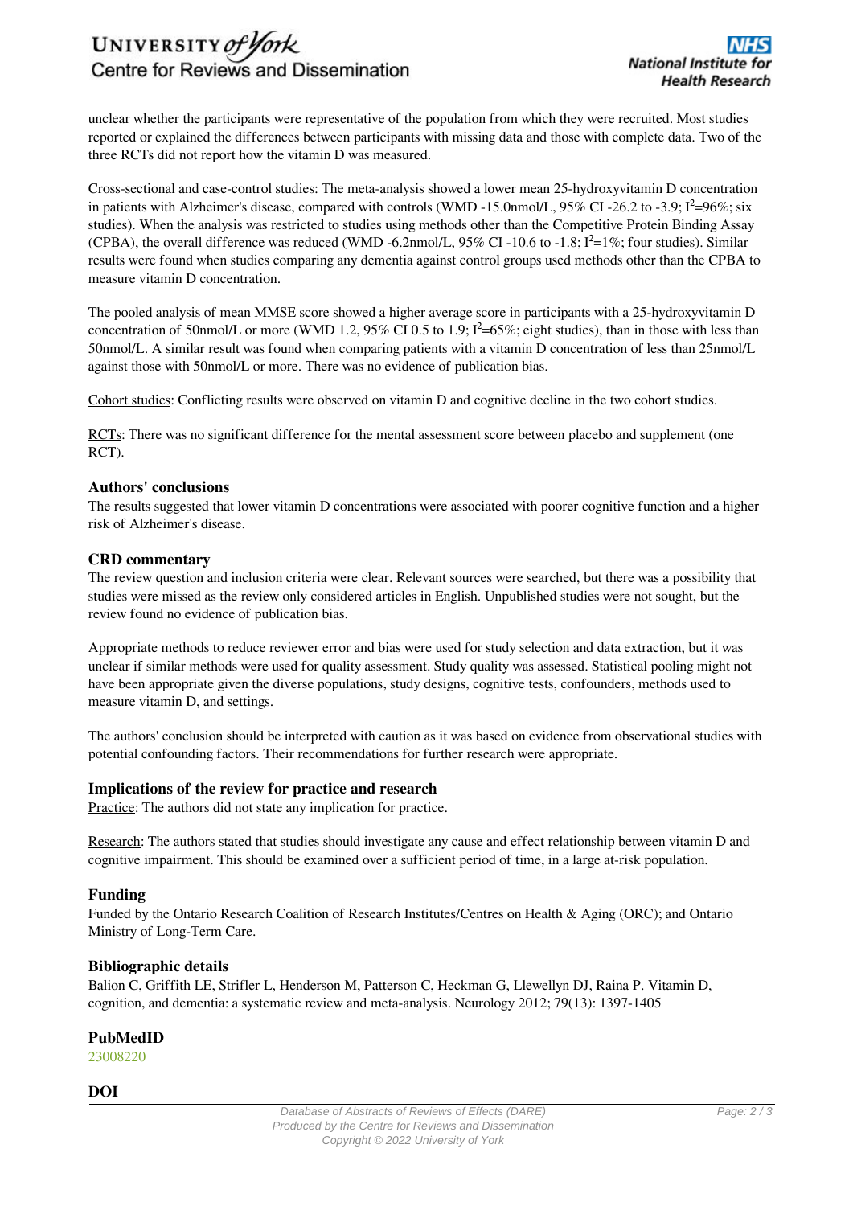unclear whether the participants were representative of the population from which they were recruited. Most studies reported or explained the differences between participants with missing data and those with complete data. Two of the three RCTs did not report how the vitamin D was measured.

Cross-sectional and case-control studies: The meta-analysis showed a lower mean 25-hydroxyvitamin D concentration in patients with Alzheimer's disease, compared with controls (WMD -15.0nmol/L, 95% CI -26.2 to -3.9; $I^2$=96%; six studies). When the analysis was restricted to studies using methods other than the Competitive Protein Binding Assay (CPBA), the overall difference was reduced (WMD -6.2nmol/L, 95% CI -10.6 to -1.8; $I^2$=1%; four studies). Similar results were found when studies comparing any dementia against control groups used methods other than the CPBA to measure vitamin D concentration.

The pooled analysis of mean MMSE score showed a higher average score in participants with a 25-hydroxyvitamin D concentration of 50nmol/L or more (WMD 1.2, 95% CI 0.5 to 1.9; $I^2$=65%; eight studies), than in those with less than 50nmol/L. A similar result was found when comparing patients with a vitamin D concentration of less than 25nmol/L against those with 50nmol/L or more. There was no evidence of publication bias.

Cohort studies: Conflicting results were observed on vitamin D and cognitive decline in the two cohort studies.

RCTs: There was no significant difference for the mental assessment score between placebo and supplement (one RCT).

### Authors' conclusions

The results suggested that lower vitamin D concentrations were associated with poorer cognitive function and a higher risk of Alzheimer's disease.

### CRD commentary

The review question and inclusion criteria were clear. Relevant sources were searched, but there was a possibility that studies were missed as the review only considered articles in English. Unpublished studies were not sought, but the review found no evidence of publication bias.

Appropriate methods to reduce reviewer error and bias were used for study selection and data extraction, but it was unclear if similar methods were used for quality assessment. Study quality was assessed. Statistical pooling might not have been appropriate given the diverse populations, study designs, cognitive tests, confounders, methods used to measure vitamin D, and settings.

The authors' conclusion should be interpreted with caution as it was based on evidence from observational studies with potential confounding factors. Their recommendations for further research were appropriate.

### Implications of the review for practice and research

Practice: The authors did not state any implication for practice.

Research: The authors stated that studies should investigate any cause and effect relationship between vitamin D and cognitive impairment. This should be examined over a sufficient period of time, in a large at-risk population.

### Funding

Funded by the Ontario Research Coalition of Research Institutes/Centres on Health & Aging (ORC); and Ontario Ministry of Long-Term Care.

### Bibliographic details

Balion C, Griffith LE, Strifler L, Henderson M, Patterson C, Heckman G, Llewellyn DJ, Raina P. Vitamin D, cognition, and dementia: a systematic review and meta-analysis. Neurology 2012; 79(13): 1397-1405

### PubMedID

23008220

### DOI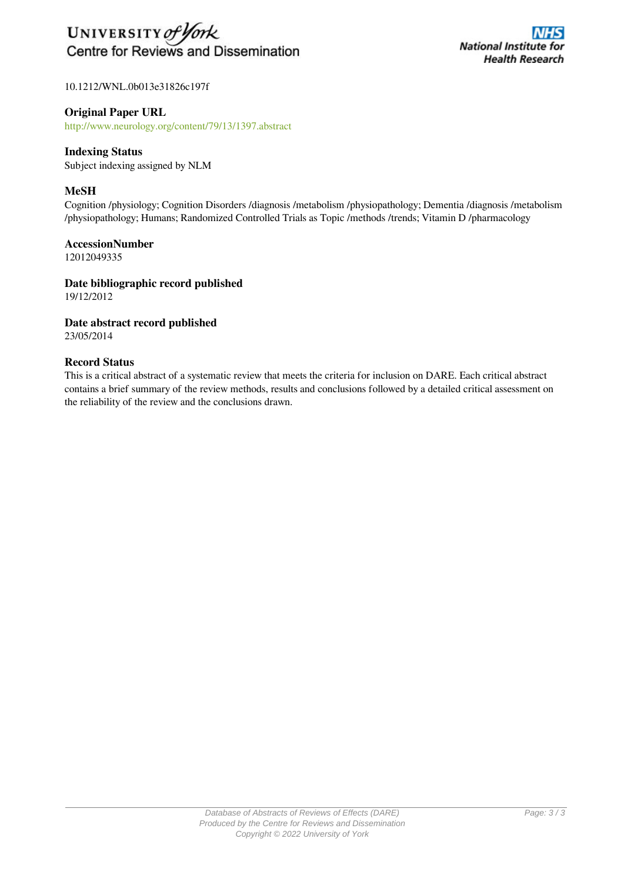10.1212/WNL.0b013e31826c197f

## Original Paper URL

http://www.neurology.org/content/79/13/1397.abstract

## Indexing Status

Subject indexing assigned by NLM

## MeSH

Cognition /physiology; Cognition Disorders /diagnosis /metabolism /physiopathology; Dementia /diagnosis /metabolism /physiopathology; Humans; Randomized Controlled Trials as Topic /methods /trends; Vitamin D /pharmacology

## AccessionNumber

12012049335

## Date bibliographic record published

19/12/2012

## Date abstract record published

23/05/2014

## Record Status

This is a critical abstract of a systematic review that meets the criteria for inclusion on DARE. Each critical abstract contains a brief summary of the review methods, results and conclusions followed by a detailed critical assessment on the reliability of the review and the conclusions drawn.